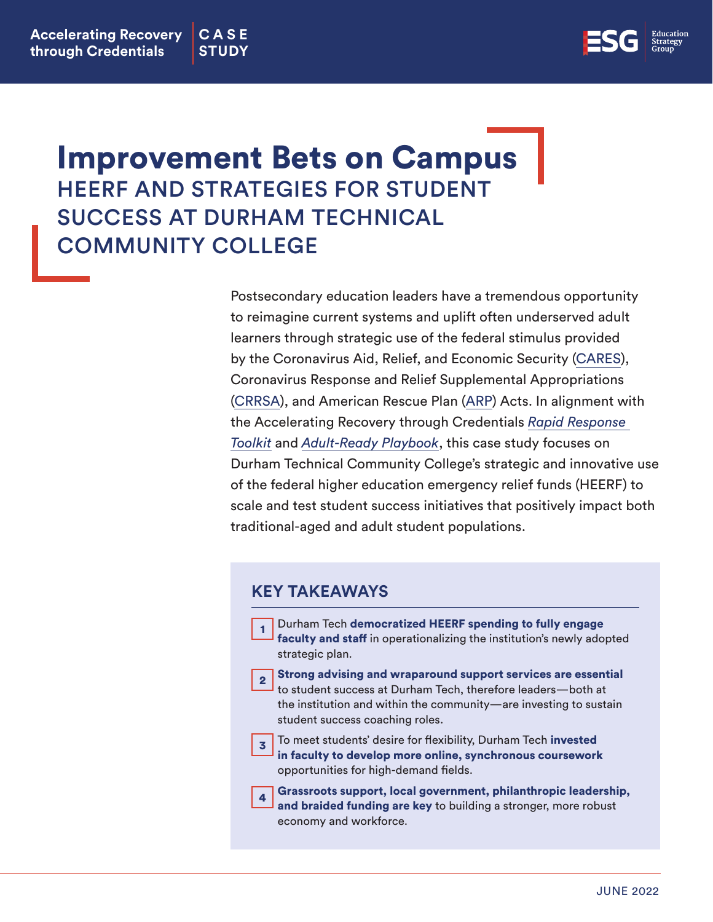# Improvement Bets on Campus

## HEERF AND STRATEGIES FOR STUDENT SUCCESS AT DURHAM TECHNICAL COMMUNITY COLLEGE

Postsecondary education leaders have a tremendous opportunity to reimagine current systems and uplift often underserved adult learners through strategic use of the federal stimulus provided by the Coronavirus Aid, Relief, and Economic Security (CARES), Coronavirus Response and Relief Supplemental Appropriations (CRRSA), and American Rescue Plan (ARP) Acts. In alignment with the Accelerating Recovery through Credentials *Rapid Response Toolkit* and *Adult-Ready Playbook*, this case study focuses on Durham Technical Community College's strategic and innovative use of the federal higher education emergency relief funds (HEERF) to scale and test student success initiatives that positively impact both traditional-aged and adult student populations.

### KEY TAKEAWAYS

1. Durham Tech **democratized HEERF spending to fully engage faculty and staff** in operationalizing the institution's newly adopted strategic plan.
2. **Strong advising and wraparound support services are essential** to student success at Durham Tech, therefore leaders—both at the institution and within the community—are investing to sustain student success coaching roles.
3. To meet students' desire for flexibility, Durham Tech **invested in faculty to develop more online, synchronous coursework** opportunities for high-demand fields.
4. **Grassroots support, local government, philanthropic leadership, and braided funding are key** to building a stronger, more robust economy and workforce.

JUNE 2022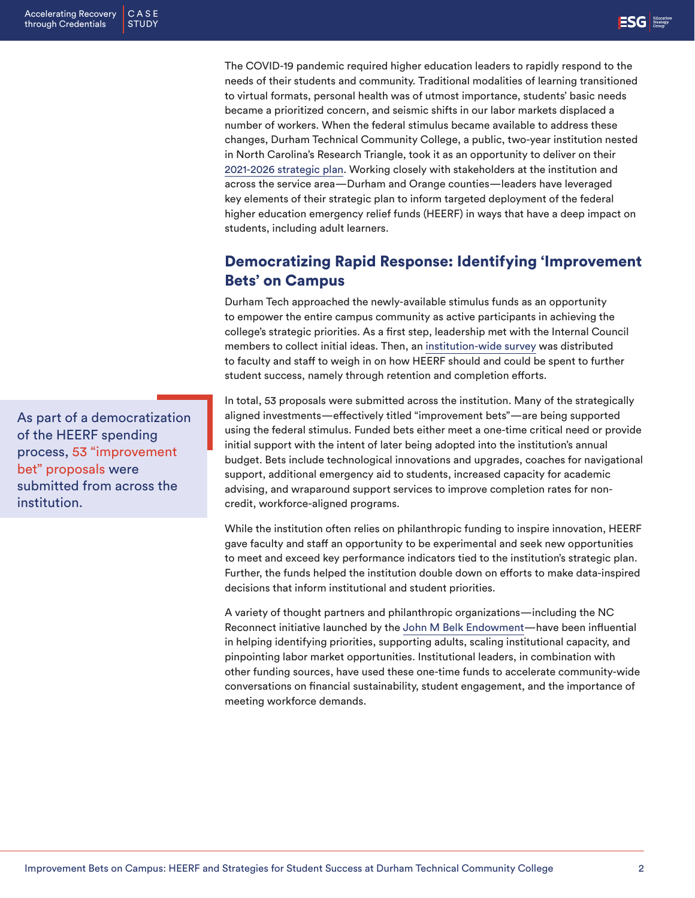The COVID-19 pandemic required higher education leaders to rapidly respond to the needs of their students and community. Traditional modalities of learning transitioned to virtual formats, personal health was of utmost importance, students' basic needs became a prioritized concern, and seismic shifts in our labor markets displaced a number of workers. When the federal stimulus became available to address these changes, Durham Technical Community College, a public, two-year institution nested in North Carolina's Research Triangle, took it as an opportunity to deliver on their 2021-2026 strategic plan. Working closely with stakeholders at the institution and across the service area—Durham and Orange counties—leaders have leveraged key elements of their strategic plan to inform targeted deployment of the federal higher education emergency relief funds (HEERF) in ways that have a deep impact on students, including adult learners.

## Democratizing Rapid Response: Identifying 'Improvement Bets' on Campus

Durham Tech approached the newly-available stimulus funds as an opportunity to empower the entire campus community as active participants in achieving the college's strategic priorities. As a first step, leadership met with the Internal Council members to collect initial ideas. Then, an institution-wide survey was distributed to faculty and staff to weigh in on how HEERF should and could be spent to further student success, namely through retention and completion efforts.

> As part of a democratization of the HEERF spending process, 53 "improvement bet" proposals were submitted from across the institution.

In total, 53 proposals were submitted across the institution. Many of the strategically aligned investments—effectively titled "improvement bets"—are being supported using the federal stimulus. Funded bets either meet a one-time critical need or provide initial support with the intent of later being adopted into the institution's annual budget. Bets include technological innovations and upgrades, coaches for navigational support, additional emergency aid to students, increased capacity for academic advising, and wraparound support services to improve completion rates for non-credit, workforce-aligned programs.

While the institution often relies on philanthropic funding to inspire innovation, HEERF gave faculty and staff an opportunity to be experimental and seek new opportunities to meet and exceed key performance indicators tied to the institution's strategic plan. Further, the funds helped the institution double down on efforts to make data-inspired decisions that inform institutional and student priorities.

A variety of thought partners and philanthropic organizations—including the NC Reconnect initiative launched by the John M Belk Endowment—have been influential in helping identifying priorities, supporting adults, scaling institutional capacity, and pinpointing labor market opportunities. Institutional leaders, in combination with other funding sources, have used these one-time funds to accelerate community-wide conversations on financial sustainability, student engagement, and the importance of meeting workforce demands.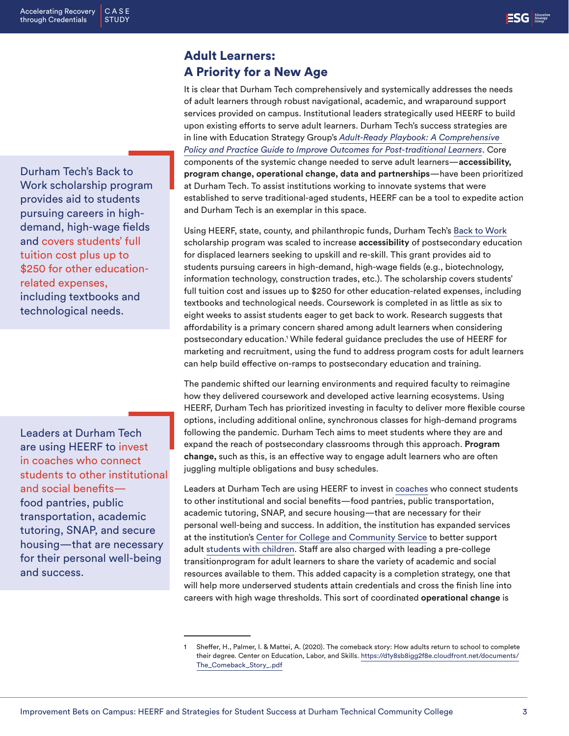## Adult Learners: A Priority for a New Age

It is clear that Durham Tech comprehensively and systemically addresses the needs of adult learners through robust navigational, academic, and wraparound support services provided on campus. Institutional leaders strategically used HEERF to build upon existing efforts to serve adult learners. Durham Tech's success strategies are in line with Education Strategy Group's *Adult-Ready Playbook: A Comprehensive Policy and Practice Guide to Improve Outcomes for Post-traditional Learners*. Core components of the systemic change needed to serve adult learners—**accessibility, program change, operational change, data and partnerships**—have been prioritized at Durham Tech. To assist institutions working to innovate systems that were established to serve traditional-aged students, HEERF can be a tool to expedite action and Durham Tech is an exemplar in this space.

> Durham Tech's Back to Work scholarship program provides aid to students pursuing careers in high-demand, high-wage fields and covers students' full tuition cost plus up to $250 for other education-related expenses, including textbooks and technological needs.

Using HEERF, state, county, and philanthropic funds, Durham Tech's Back to Work scholarship program was scaled to increase **accessibility** of postsecondary education for displaced learners seeking to upskill and re-skill. This grant provides aid to students pursuing careers in high-demand, high-wage fields (e.g., biotechnology, information technology, construction trades, etc.). The scholarship covers students' full tuition cost and issues up to $250 for other education-related expenses, including textbooks and technological needs. Coursework is completed in as little as six to eight weeks to assist students eager to get back to work. Research suggests that affordability is a primary concern shared among adult learners when considering postsecondary education.[1] While federal guidance precludes the use of HEERF for marketing and recruitment, using the fund to address program costs for adult learners can help build effective on-ramps to postsecondary education and training.

The pandemic shifted our learning environments and required faculty to reimagine how they delivered coursework and developed active learning ecosystems. Using HEERF, Durham Tech has prioritized investing in faculty to deliver more flexible course options, including additional online, synchronous classes for high-demand programs following the pandemic. Durham Tech aims to meet students where they are and expand the reach of postsecondary classrooms through this approach. **Program change,** such as this, is an effective way to engage adult learners who are often juggling multiple obligations and busy schedules.

> Leaders at Durham Tech are using HEERF to invest in coaches who connect students to other institutional and social benefits—food pantries, public transportation, academic tutoring, SNAP, and secure housing—that are necessary for their personal well-being and success.

Leaders at Durham Tech are using HEERF to invest in coaches who connect students to other institutional and social benefits—food pantries, public transportation, academic tutoring, SNAP, and secure housing—that are necessary for their personal well-being and success. In addition, the institution has expanded services at the institution's Center for College and Community Service to better support adult students with children. Staff are also charged with leading a pre-college transitionprogram for adult learners to share the variety of academic and social resources available to them. This added capacity is a completion strategy, one that will help more underserved students attain credentials and cross the finish line into careers with high wage thresholds. This sort of coordinated **operational change** is

---

1 Sheffer, H., Palmer, I. & Mattei, A. (2020). The comeback story: How adults return to school to complete their degree. Center on Education, Labor, and Skills. https://d1y8sb8igg2f8e.cloudfront.net/documents/The_Comeback_Story_.pdf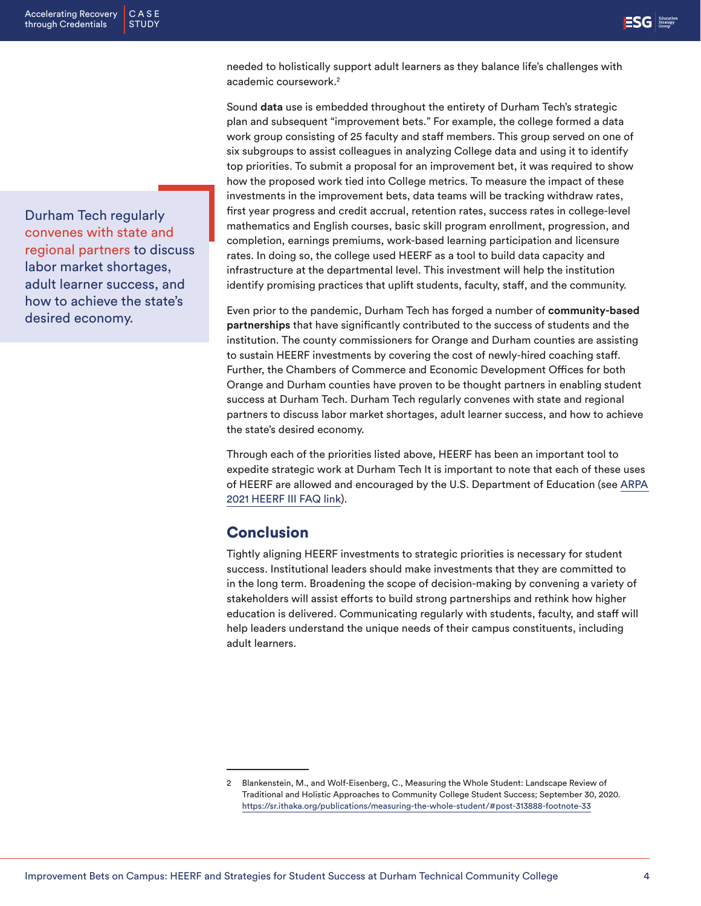needed to holistically support adult learners as they balance life's challenges with academic coursework.[2]

> Durham Tech regularly convenes with state and regional partners to discuss labor market shortages, adult learner success, and how to achieve the state's desired economy.

Sound **data** use is embedded throughout the entirety of Durham Tech's strategic plan and subsequent "improvement bets." For example, the college formed a data work group consisting of 25 faculty and staff members. This group served on one of six subgroups to assist colleagues in analyzing College data and using it to identify top priorities. To submit a proposal for an improvement bet, it was required to show how the proposed work tied into College metrics. To measure the impact of these investments in the improvement bets, data teams will be tracking withdraw rates, first year progress and credit accrual, retention rates, success rates in college-level mathematics and English courses, basic skill program enrollment, progression, and completion, earnings premiums, work-based learning participation and licensure rates. In doing so, the college used HEERF as a tool to build data capacity and infrastructure at the departmental level. This investment will help the institution identify promising practices that uplift students, faculty, staff, and the community.

Even prior to the pandemic, Durham Tech has forged a number of **community-based partnerships** that have significantly contributed to the success of students and the institution. The county commissioners for Orange and Durham counties are assisting to sustain HEERF investments by covering the cost of newly-hired coaching staff. Further, the Chambers of Commerce and Economic Development Offices for both Orange and Durham counties have proven to be thought partners in enabling student success at Durham Tech. Durham Tech regularly convenes with state and regional partners to discuss labor market shortages, adult learner success, and how to achieve the state's desired economy.

Through each of the priorities listed above, HEERF has been an important tool to expedite strategic work at Durham Tech It is important to note that each of these uses of HEERF are allowed and encouraged by the U.S. Department of Education (see ARPA 2021 HEERF III FAQ link).

## Conclusion

Tightly aligning HEERF investments to strategic priorities is necessary for student success. Institutional leaders should make investments that they are committed to in the long term. Broadening the scope of decision-making by convening a variety of stakeholders will assist efforts to build strong partnerships and rethink how higher education is delivered. Communicating regularly with students, faculty, and staff will help leaders understand the unique needs of their campus constituents, including adult learners.

---

2 Blankenstein, M., and Wolf-Eisenberg, C., Measuring the Whole Student: Landscape Review of Traditional and Holistic Approaches to Community College Student Success; September 30, 2020. https://sr.ithaka.org/publications/measuring-the-whole-student/#post-313888-footnote-33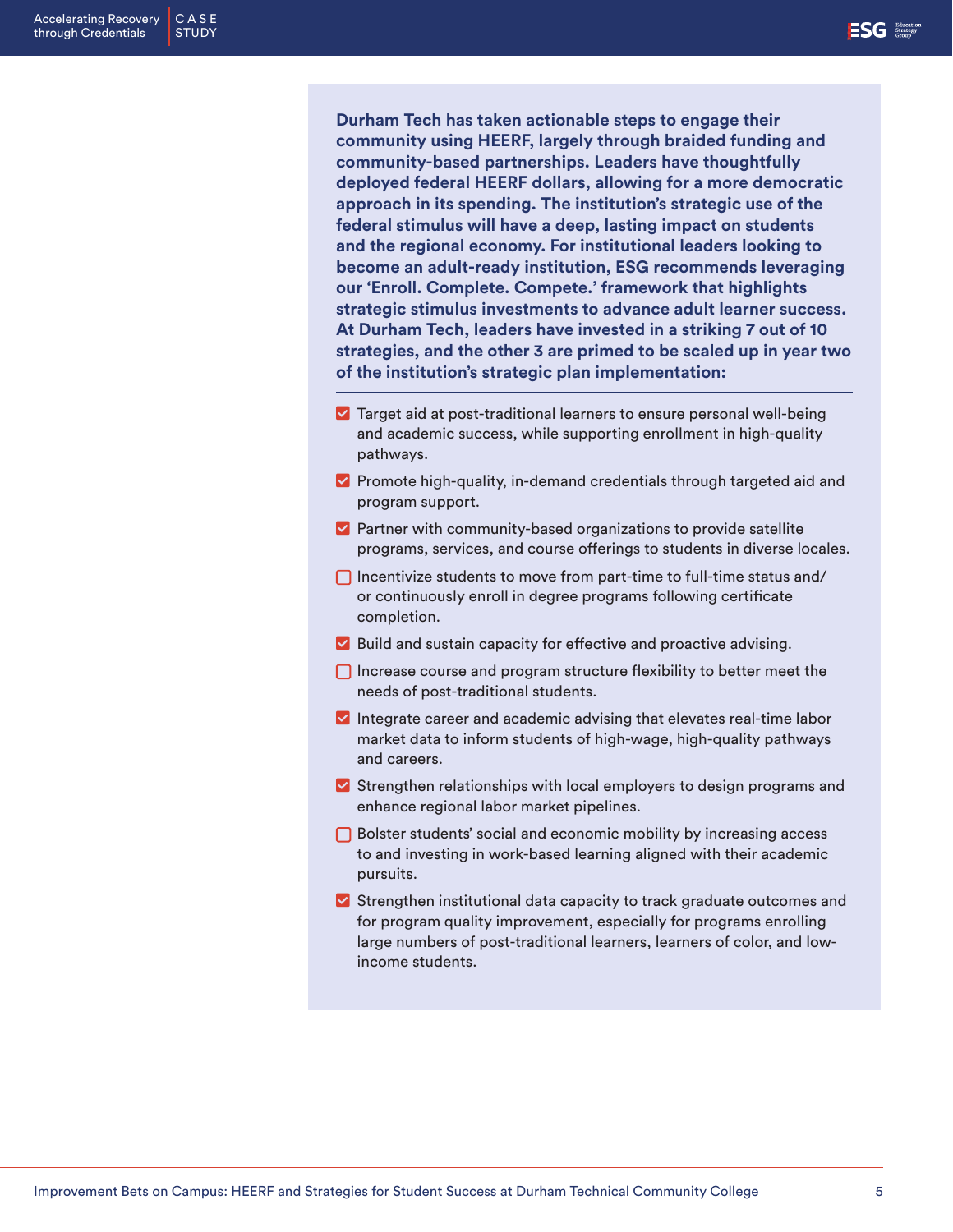**Durham Tech has taken actionable steps to engage their community using HEERF, largely through braided funding and community-based partnerships. Leaders have thoughtfully deployed federal HEERF dollars, allowing for a more democratic approach in its spending. The institution's strategic use of the federal stimulus will have a deep, lasting impact on students and the regional economy. For institutional leaders looking to become an adult-ready institution, ESG recommends leveraging our 'Enroll. Complete. Compete.' framework that highlights strategic stimulus investments to advance adult learner success. At Durham Tech, leaders have invested in a striking 7 out of 10 strategies, and the other 3 are primed to be scaled up in year two of the institution's strategic plan implementation:**

---

- [x] Target aid at post-traditional learners to ensure personal well-being and academic success, while supporting enrollment in high-quality pathways.
- [x] Promote high-quality, in-demand credentials through targeted aid and program support.
- [x] Partner with community-based organizations to provide satellite programs, services, and course offerings to students in diverse locales.
- [ ] Incentivize students to move from part-time to full-time status and/or continuously enroll in degree programs following certificate completion.
- [x] Build and sustain capacity for effective and proactive advising.
- [ ] Increase course and program structure flexibility to better meet the needs of post-traditional students.
- [x] Integrate career and academic advising that elevates real-time labor market data to inform students of high-wage, high-quality pathways and careers.
- [x] Strengthen relationships with local employers to design programs and enhance regional labor market pipelines.
- [ ] Bolster students' social and economic mobility by increasing access to and investing in work-based learning aligned with their academic pursuits.
- [x] Strengthen institutional data capacity to track graduate outcomes and for program quality improvement, especially for programs enrolling large numbers of post-traditional learners, learners of color, and low-income students.